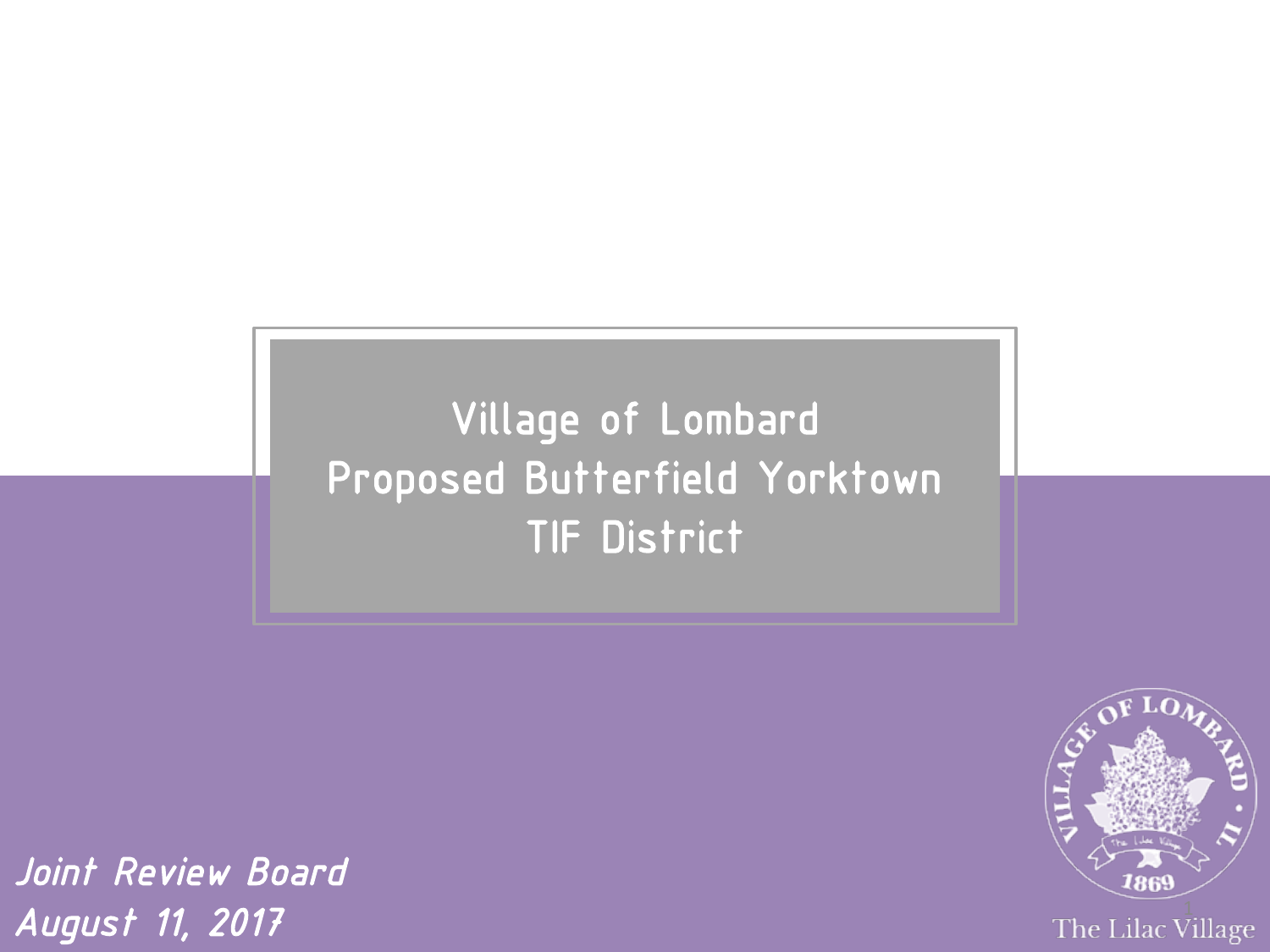# Village of Lombard
# Proposed Butterfield Yorktown TIF District

*Joint Review Board*
*August 11, 2017*

The Lilac Village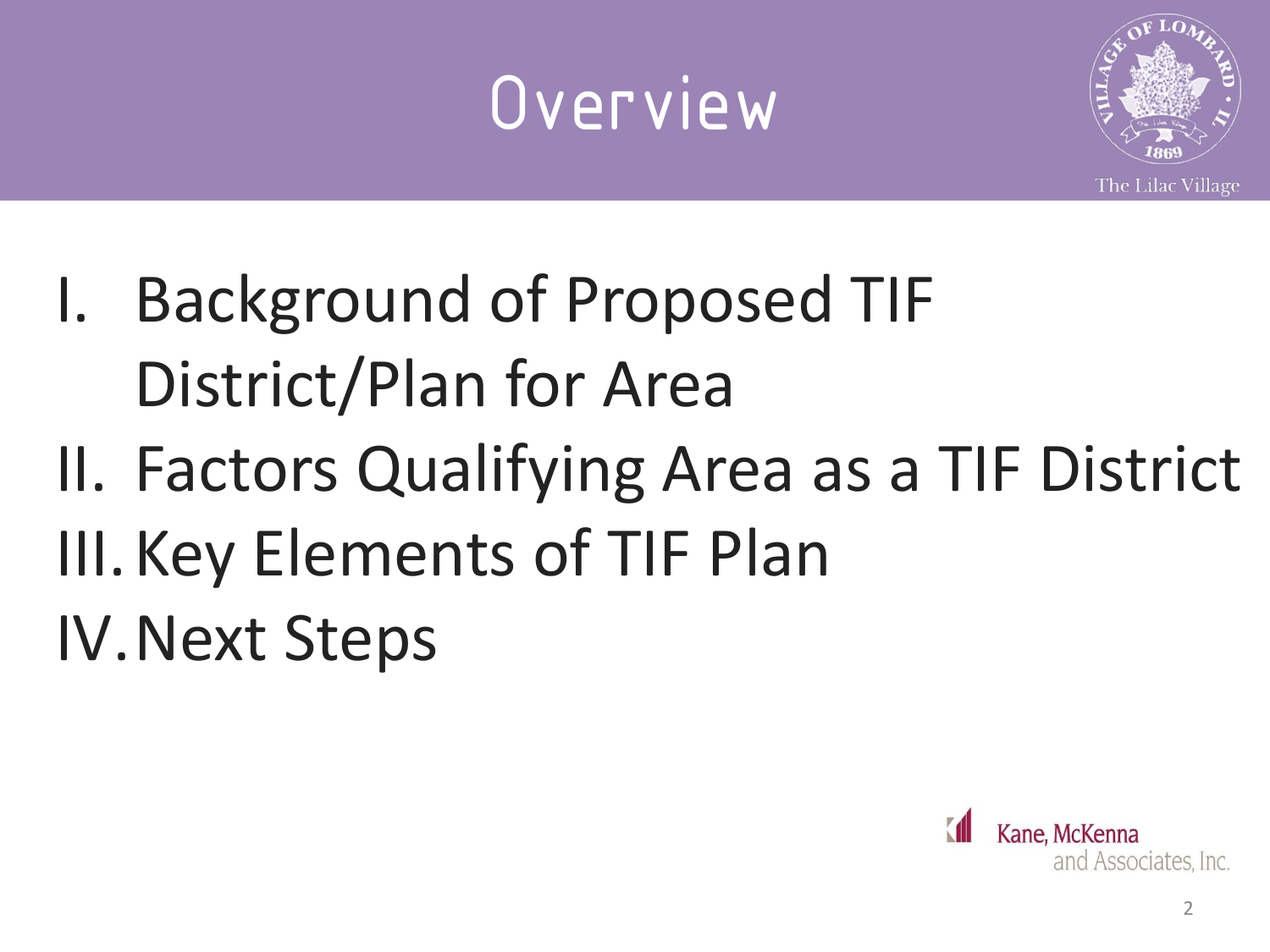# Overview

I. Background of Proposed TIF District/Plan for Area
II. Factors Qualifying Area as a TIF District
III. Key Elements of TIF Plan
IV. Next Steps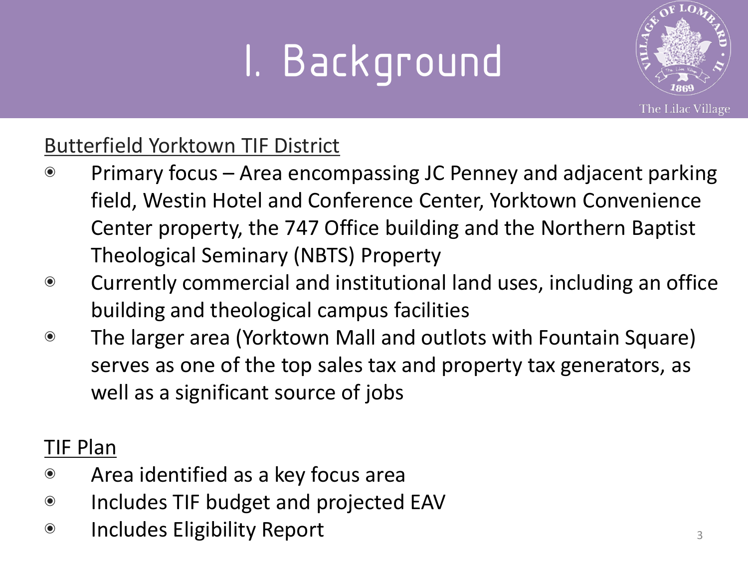# I. Background

Butterfield Yorktown TIF District

- Primary focus – Area encompassing JC Penney and adjacent parking field, Westin Hotel and Conference Center, Yorktown Convenience Center property, the 747 Office building and the Northern Baptist Theological Seminary (NBTS) Property
- Currently commercial and institutional land uses, including an office building and theological campus facilities
- The larger area (Yorktown Mall and outlots with Fountain Square) serves as one of the top sales tax and property tax generators, as well as a significant source of jobs

TIF Plan

- Area identified as a key focus area
- Includes TIF budget and projected EAV
- Includes Eligibility Report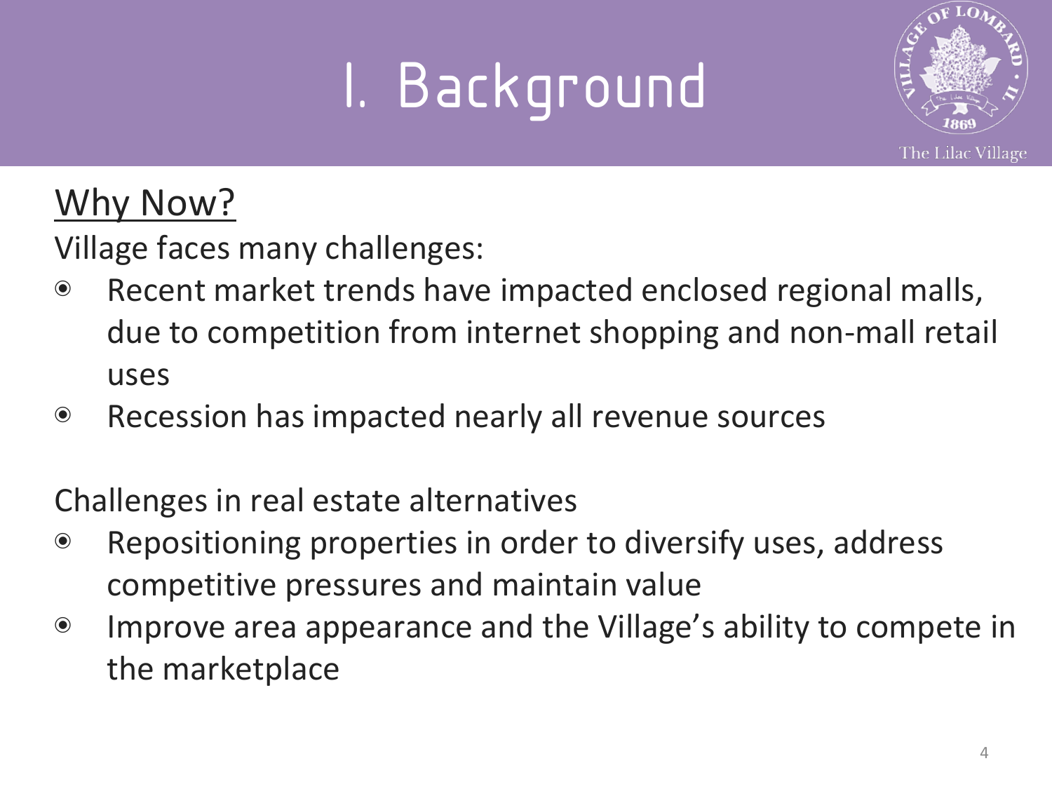# I. Background

## Why Now?

Village faces many challenges:

- Recent market trends have impacted enclosed regional malls, due to competition from internet shopping and non-mall retail uses
- Recession has impacted nearly all revenue sources

Challenges in real estate alternatives

- Repositioning properties in order to diversify uses, address competitive pressures and maintain value
- Improve area appearance and the Village's ability to compete in the marketplace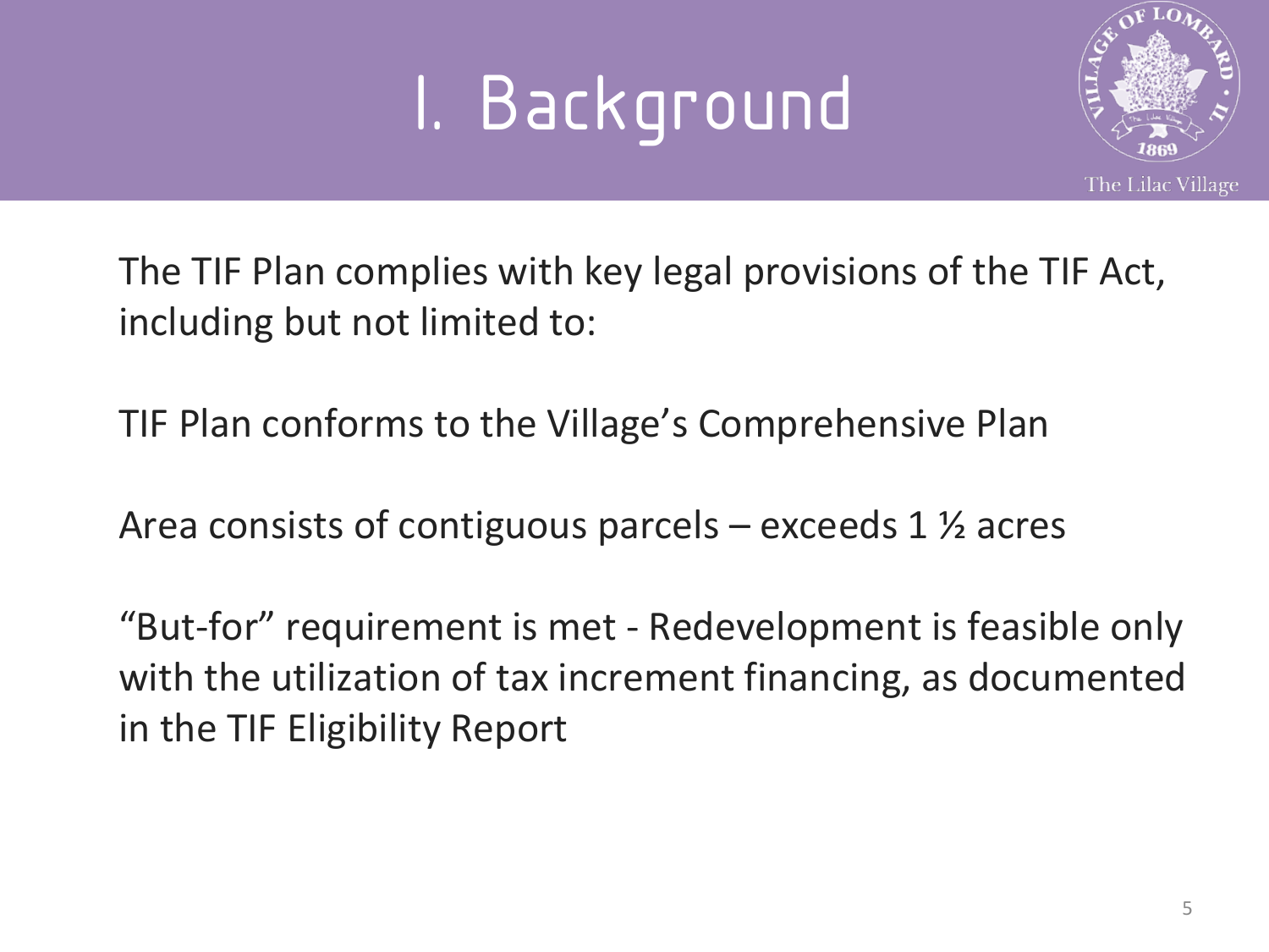# I. Background

The TIF Plan complies with key legal provisions of the TIF Act, including but not limited to:

TIF Plan conforms to the Village's Comprehensive Plan

Area consists of contiguous parcels – exceeds 1 ½ acres

"But-for" requirement is met - Redevelopment is feasible only with the utilization of tax increment financing, as documented in the TIF Eligibility Report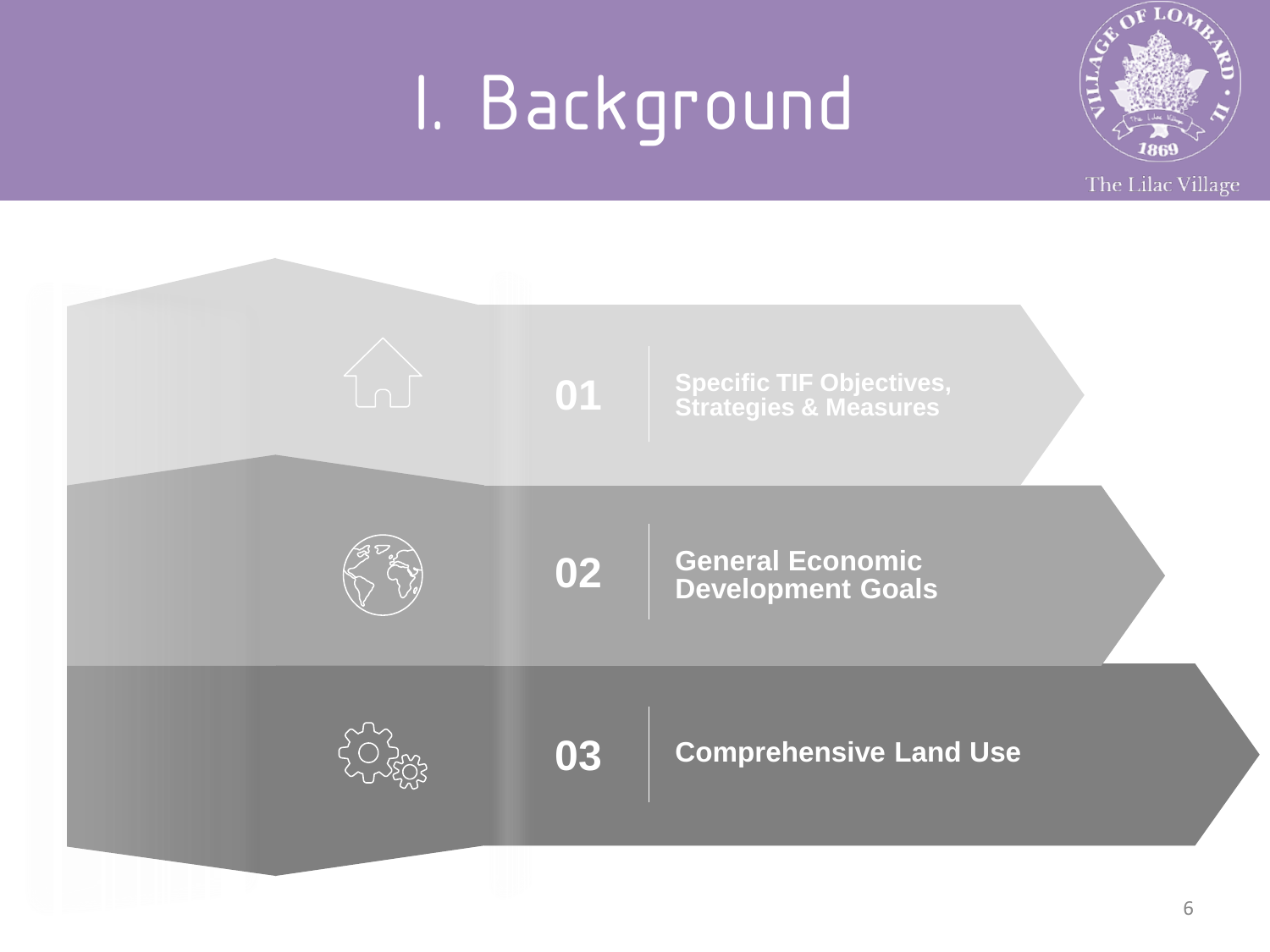# I. Background

01 Specific TIF Objectives, Strategies & Measures

02 General Economic Development Goals

03 Comprehensive Land Use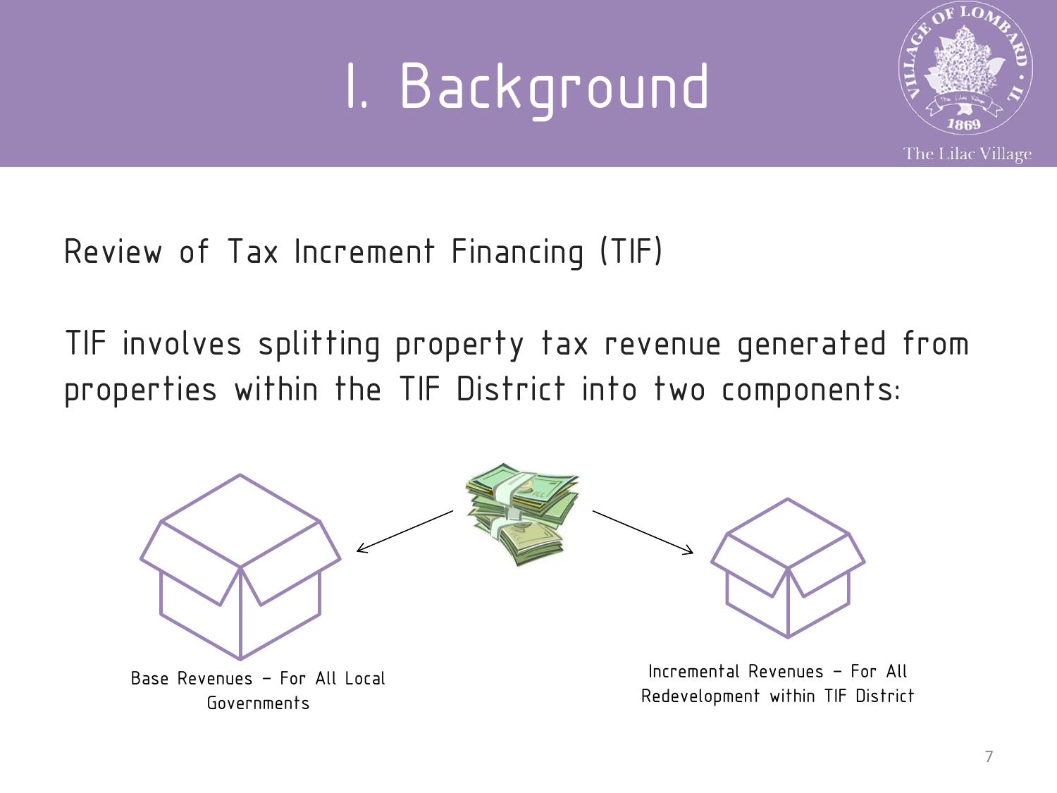# I. Background

Review of Tax Increment Financing (TIF)

TIF involves splitting property tax revenue generated from properties within the TIF District into two components:

Base Revenues – For All Local Governments

Incremental Revenues – For All Redevelopment within TIF District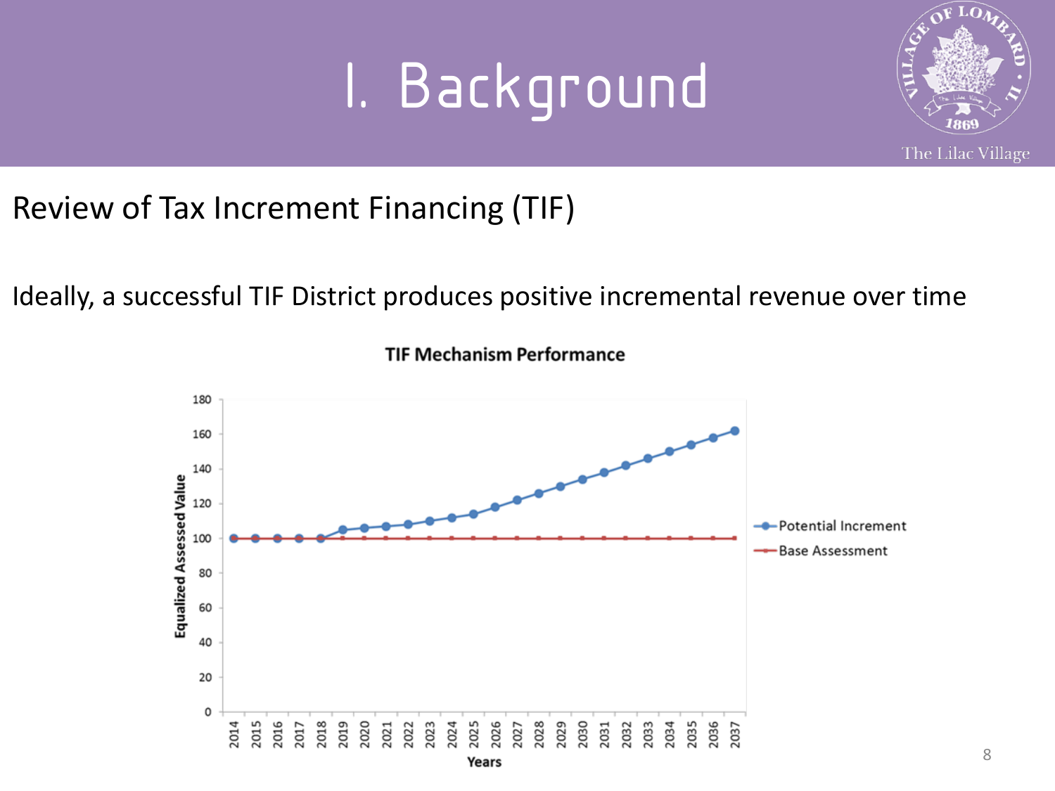# I. Background

Review of Tax Increment Financing (TIF)

Ideally, a successful TIF District produces positive incremental revenue over time

**TIF Mechanism Performance**

| Years | Potential Increment | Base Assessment |
|---|---|---|
| 2014 | 100 | 100 |
| 2015 | 100 | 100 |
| 2016 | 100 | 100 |
| 2017 | 100 | 100 |
| 2018 | 100 | 100 |
| 2019 | 105 | 100 |
| 2020 | 106 | 100 |
| 2021 | 107 | 100 |
| 2022 | 108 | 100 |
| 2023 | 110 | 100 |
| 2024 | 112 | 100 |
| 2025 | 114 | 100 |
| 2026 | 118 | 100 |
| 2027 | 122 | 100 |
| 2028 | 126 | 100 |
| 2029 | 130 | 100 |
| 2030 | 134 | 100 |
| 2031 | 138 | 100 |
| 2032 | 142 | 100 |
| 2033 | 146 | 100 |
| 2034 | 150 | 100 |
| 2035 | 154 | 100 |
| 2036 | 158 | 100 |
| 2037 | 162 | 100 |

Y-axis: Equalized Assessed Value; X-axis: Years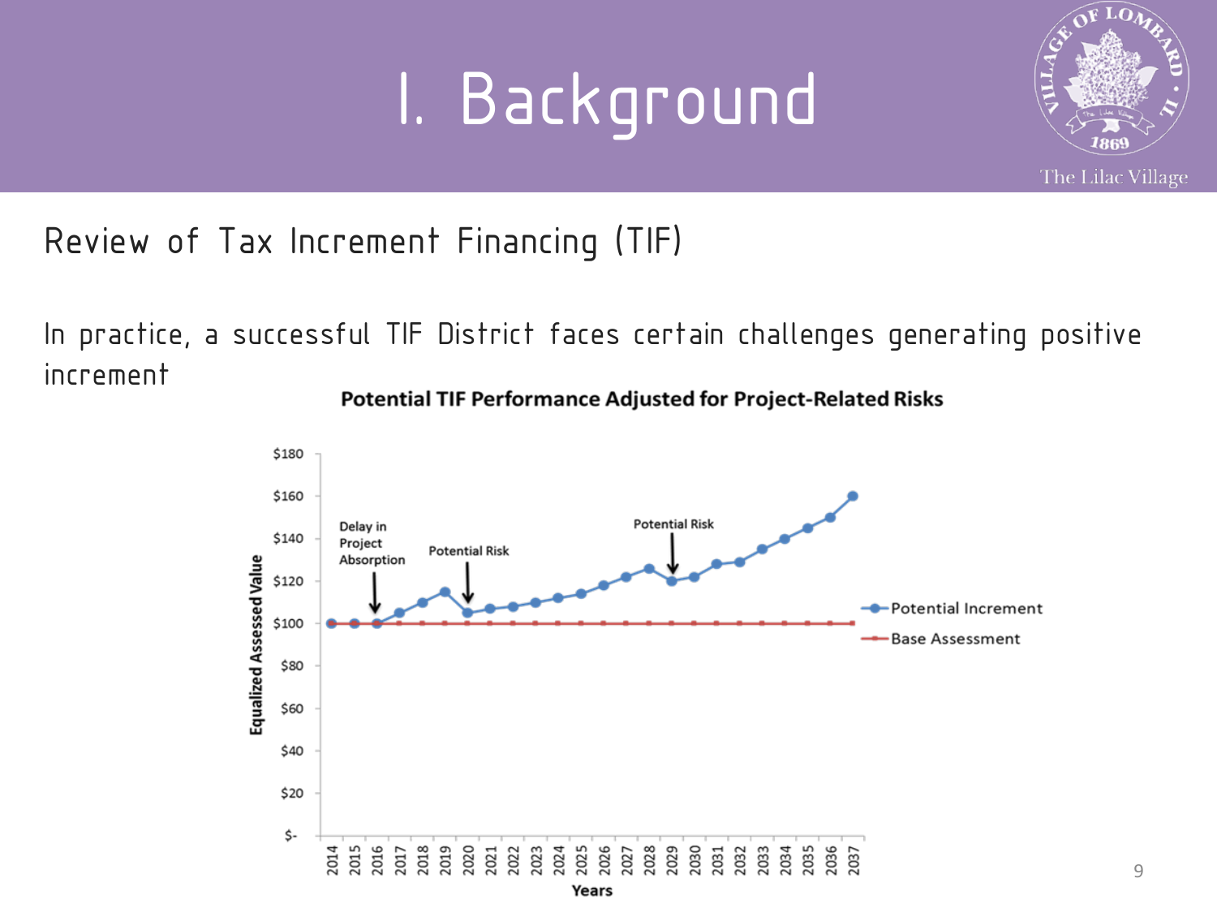# I. Background

## Review of Tax Increment Financing (TIF)

In practice, a successful TIF District faces certain challenges generating positive increment

**Potential TIF Performance Adjusted for Project-Related Risks**

Equalized Assessed Value: $-, $20, $40, $60, $80, $100, $120, $140, $160, $180

Years: 2014, 2015, 2016, 2017, 2018, 2019, 2020, 2021, 2022, 2023, 2024, 2025, 2026, 2027, 2028, 2029, 2030, 2031, 2032, 2033, 2034, 2035, 2036, 2037

Annotations: Delay in Project Absorption; Potential Risk; Potential Risk

Legend: Potential Increment; Base Assessment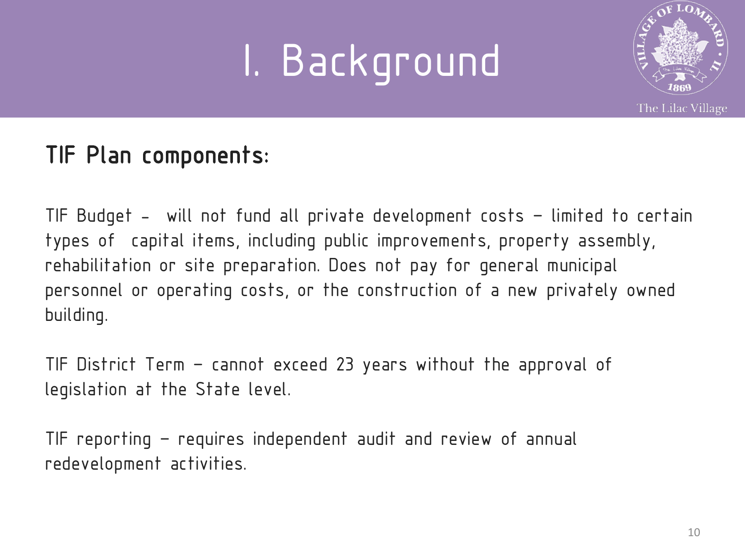# I. Background

**TIF Plan components:**

TIF Budget - will not fund all private development costs – limited to certain types of capital items, including public improvements, property assembly, rehabilitation or site preparation. Does not pay for general municipal personnel or operating costs, or the construction of a new privately owned building.

TIF District Term – cannot exceed 23 years without the approval of legislation at the State level.

TIF reporting – requires independent audit and review of annual redevelopment activities.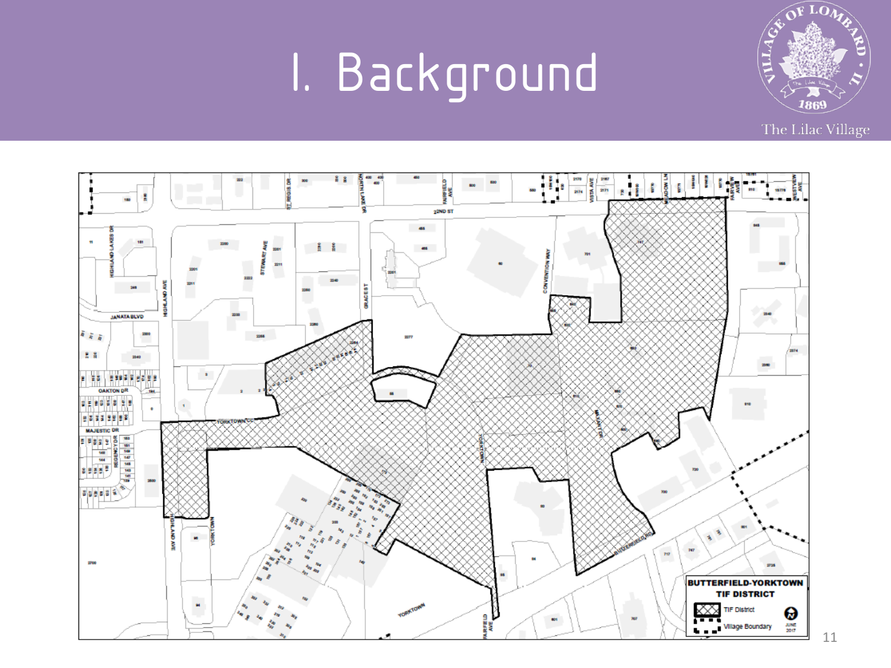# I. Background

BUTTERFIELD-YORKTOWN TIF DISTRICT

TIF District

Village Boundary

JUNE 2017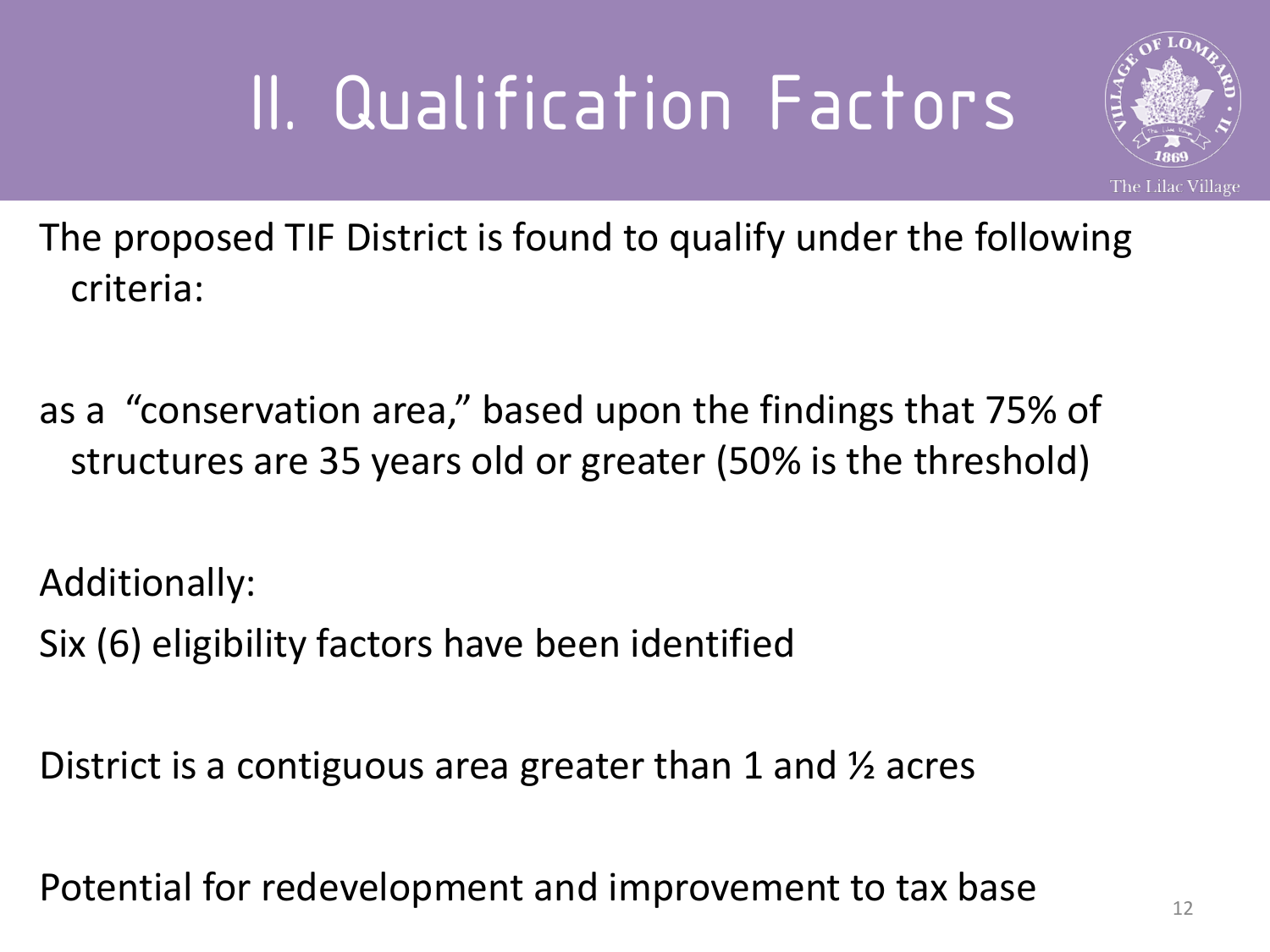# II. Qualification Factors

The proposed TIF District is found to qualify under the following criteria:

as a "conservation area," based upon the findings that 75% of structures are 35 years old or greater (50% is the threshold)

Additionally:

Six (6) eligibility factors have been identified

District is a contiguous area greater than 1 and ½ acres

Potential for redevelopment and improvement to tax base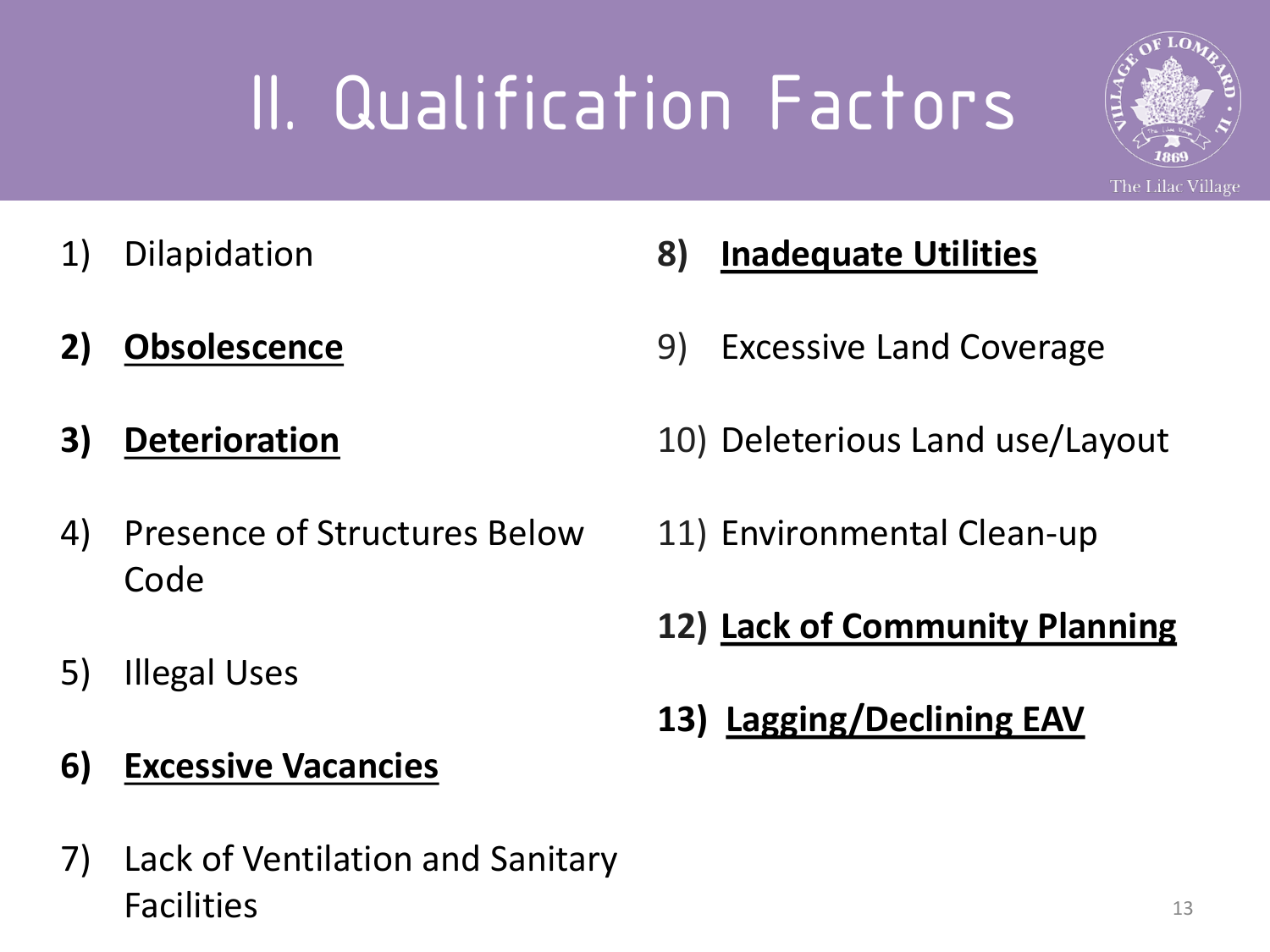# II. Qualification Factors

1) Dilapidation
2) **Obsolescence**
3) **Deterioration**
4) Presence of Structures Below Code
5) Illegal Uses
6) **Excessive Vacancies**
7) Lack of Ventilation and Sanitary Facilities
8) **Inadequate Utilities**
9) Excessive Land Coverage
10) Deleterious Land use/Layout
11) Environmental Clean-up
12) **Lack of Community Planning**
13) **Lagging/Declining EAV**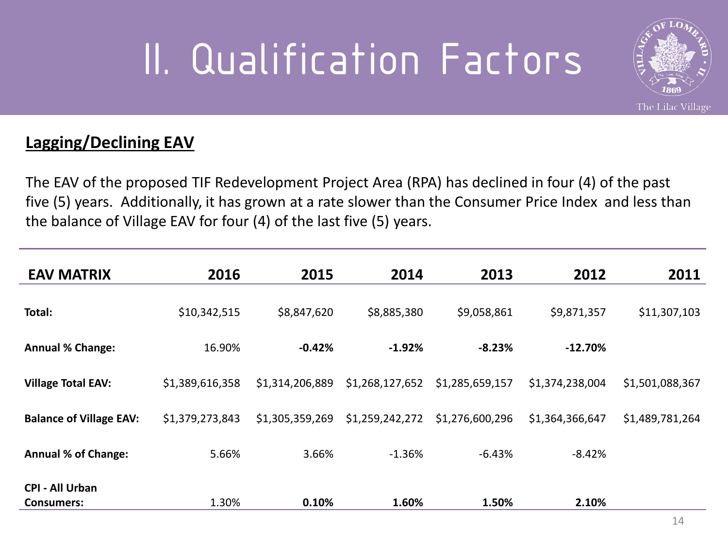# II. Qualification Factors

**Lagging/Declining EAV**

The EAV of the proposed TIF Redevelopment Project Area (RPA) has declined in four (4) of the past five (5) years. Additionally, it has grown at a rate slower than the Consumer Price Index and less than the balance of Village EAV for four (4) of the last five (5) years.

| EAV MATRIX | 2016 | 2015 | 2014 | 2013 | 2012 | 2011 |
|---|---|---|---|---|---|---|
| **Total:** | $10,342,515 | $8,847,620 | $8,885,380 | $9,058,861 | $9,871,357 | $11,307,103 |
| **Annual % Change:** | 16.90% | **-0.42%** | **-1.92%** | **-8.23%** | **-12.70%** | |
| **Village Total EAV:** | $1,389,616,358 | $1,314,206,889 | $1,268,127,652 | $1,285,659,157 | $1,374,238,004 | $1,501,088,367 |
| **Balance of Village EAV:** | $1,379,273,843 | $1,305,359,269 | $1,259,242,272 | $1,276,600,296 | $1,364,366,647 | $1,489,781,264 |
| **Annual % of Change:** | 5.66% | 3.66% | -1.36% | -6.43% | -8.42% | |
| **CPI - All Urban Consumers:** | 1.30% | **0.10%** | **1.60%** | **1.50%** | **2.10%** | |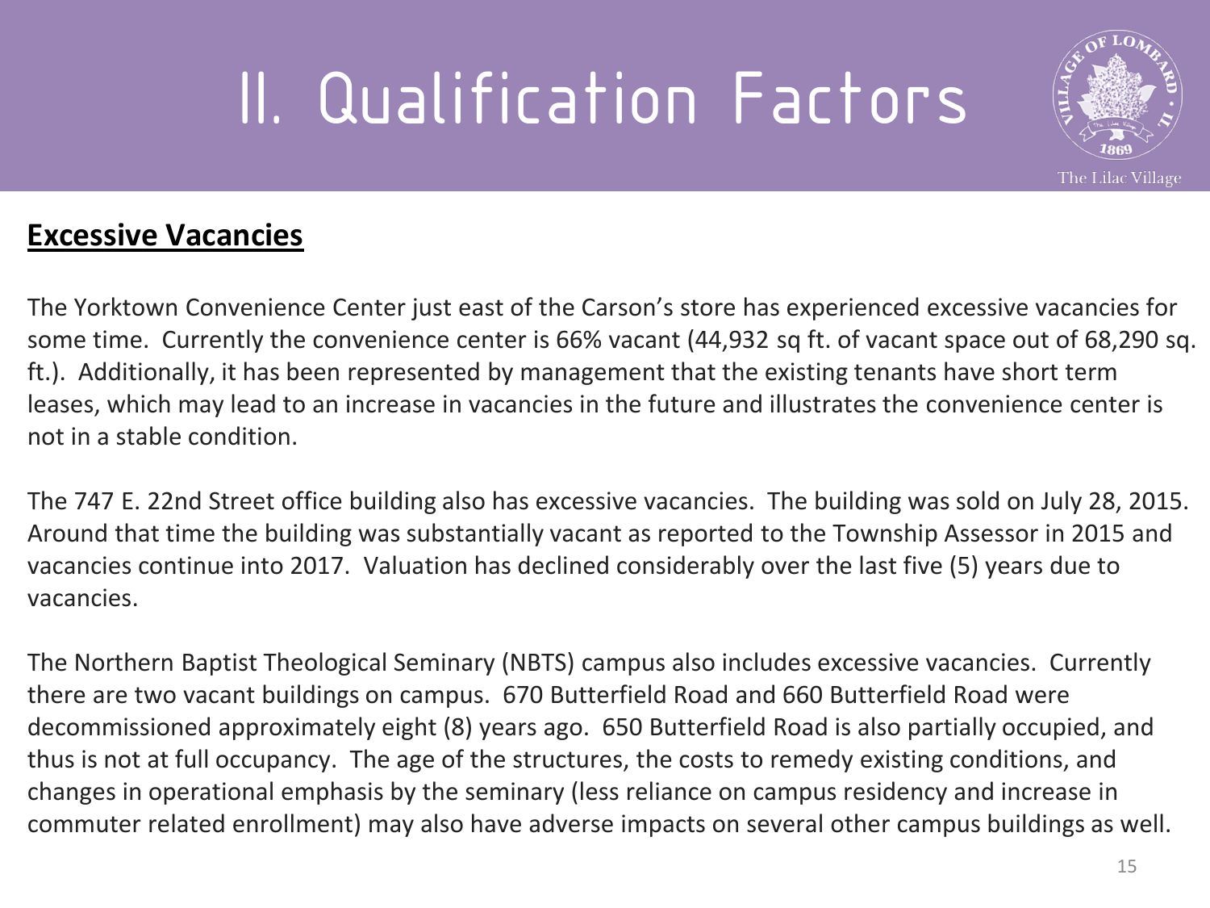# II. Qualification Factors

## Excessive Vacancies

The Yorktown Convenience Center just east of the Carson's store has experienced excessive vacancies for some time. Currently the convenience center is 66% vacant (44,932 sq ft. of vacant space out of 68,290 sq. ft.). Additionally, it has been represented by management that the existing tenants have short term leases, which may lead to an increase in vacancies in the future and illustrates the convenience center is not in a stable condition.

The 747 E. 22nd Street office building also has excessive vacancies. The building was sold on July 28, 2015. Around that time the building was substantially vacant as reported to the Township Assessor in 2015 and vacancies continue into 2017. Valuation has declined considerably over the last five (5) years due to vacancies.

The Northern Baptist Theological Seminary (NBTS) campus also includes excessive vacancies. Currently there are two vacant buildings on campus. 670 Butterfield Road and 660 Butterfield Road were decommissioned approximately eight (8) years ago. 650 Butterfield Road is also partially occupied, and thus is not at full occupancy. The age of the structures, the costs to remedy existing conditions, and changes in operational emphasis by the seminary (less reliance on campus residency and increase in commuter related enrollment) may also have adverse impacts on several other campus buildings as well.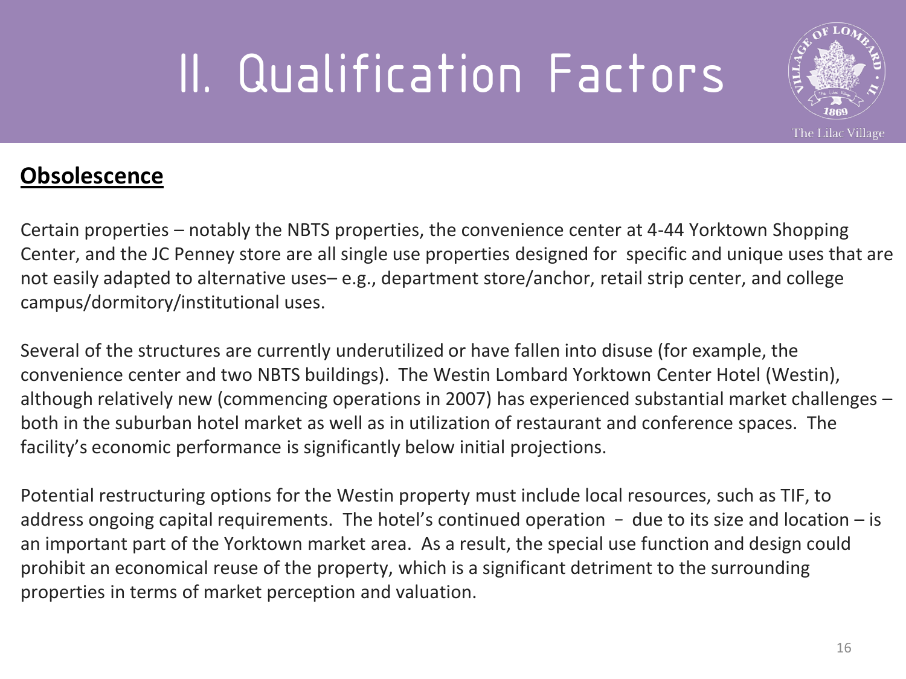# II. Qualification Factors

**Obsolescence**

Certain properties – notably the NBTS properties, the convenience center at 4-44 Yorktown Shopping Center, and the JC Penney store are all single use properties designed for specific and unique uses that are not easily adapted to alternative uses– e.g., department store/anchor, retail strip center, and college campus/dormitory/institutional uses.

Several of the structures are currently underutilized or have fallen into disuse (for example, the convenience center and two NBTS buildings). The Westin Lombard Yorktown Center Hotel (Westin), although relatively new (commencing operations in 2007) has experienced substantial market challenges – both in the suburban hotel market as well as in utilization of restaurant and conference spaces. The facility's economic performance is significantly below initial projections.

Potential restructuring options for the Westin property must include local resources, such as TIF, to address ongoing capital requirements. The hotel's continued operation - due to its size and location – is an important part of the Yorktown market area. As a result, the special use function and design could prohibit an economical reuse of the property, which is a significant detriment to the surrounding properties in terms of market perception and valuation.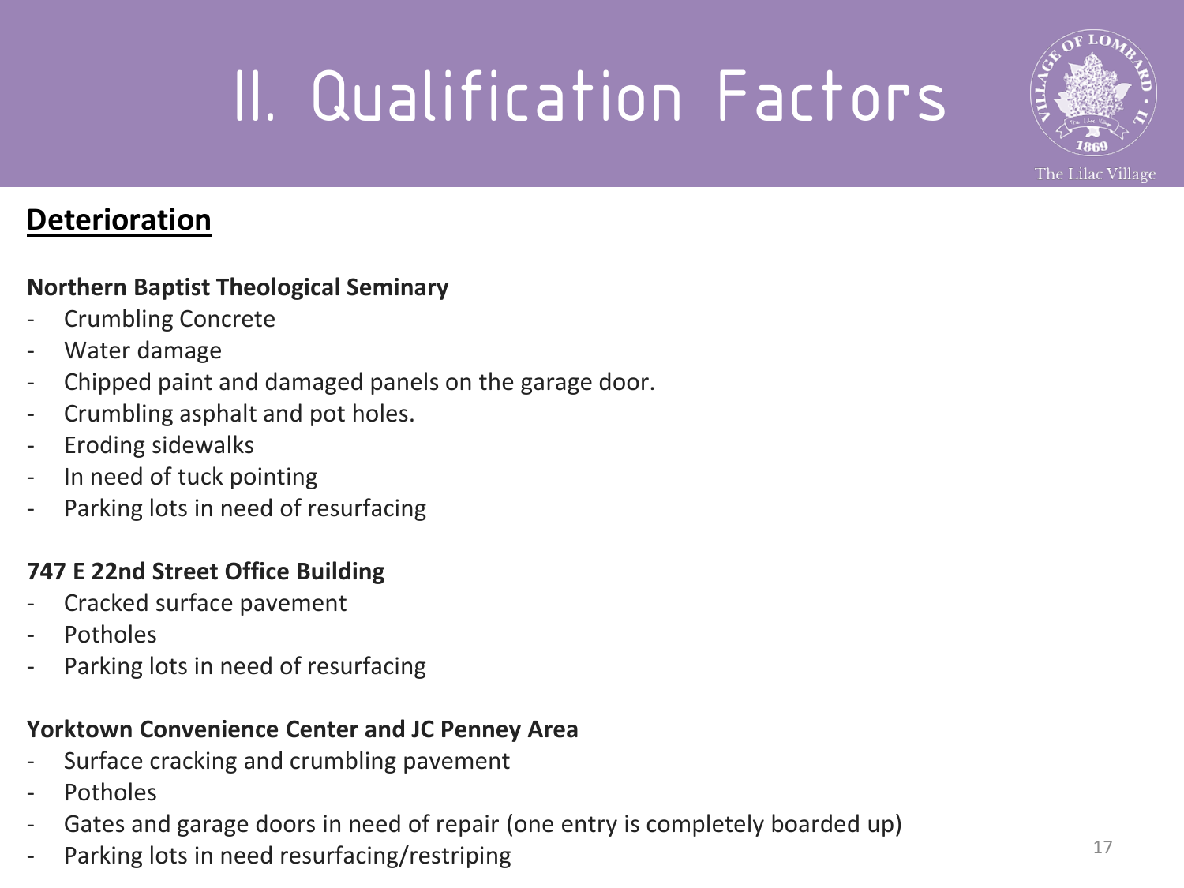# II. Qualification Factors

## Deterioration

**Northern Baptist Theological Seminary**

- Crumbling Concrete
- Water damage
- Chipped paint and damaged panels on the garage door.
- Crumbling asphalt and pot holes.
- Eroding sidewalks
- In need of tuck pointing
- Parking lots in need of resurfacing

**747 E 22nd Street Office Building**

- Cracked surface pavement
- Potholes
- Parking lots in need of resurfacing

**Yorktown Convenience Center and JC Penney Area**

- Surface cracking and crumbling pavement
- Potholes
- Gates and garage doors in need of repair (one entry is completely boarded up)
- Parking lots in need resurfacing/restriping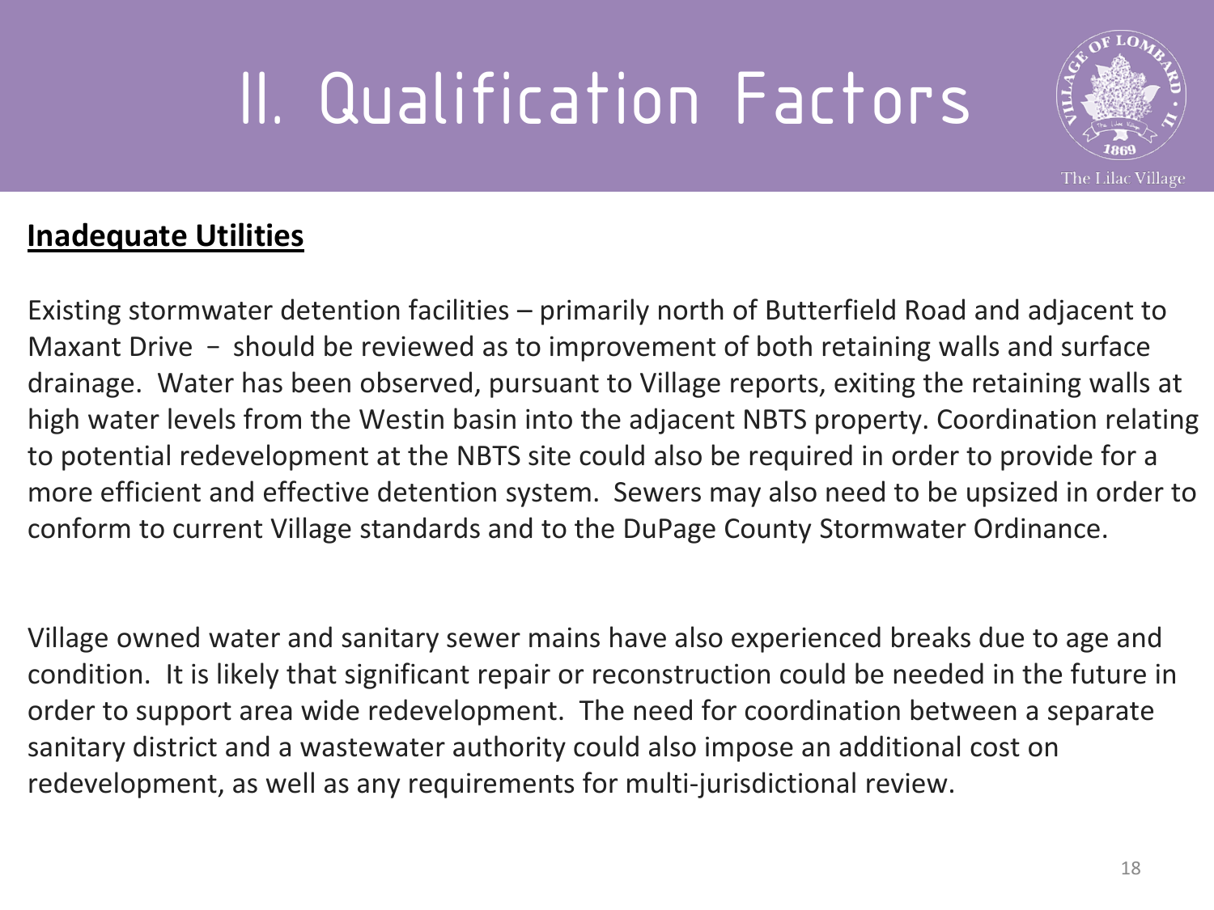# II. Qualification Factors

**Inadequate Utilities**

Existing stormwater detention facilities – primarily north of Butterfield Road and adjacent to Maxant Drive – should be reviewed as to improvement of both retaining walls and surface drainage. Water has been observed, pursuant to Village reports, exiting the retaining walls at high water levels from the Westin basin into the adjacent NBTS property. Coordination relating to potential redevelopment at the NBTS site could also be required in order to provide for a more efficient and effective detention system. Sewers may also need to be upsized in order to conform to current Village standards and to the DuPage County Stormwater Ordinance.

Village owned water and sanitary sewer mains have also experienced breaks due to age and condition. It is likely that significant repair or reconstruction could be needed in the future in order to support area wide redevelopment. The need for coordination between a separate sanitary district and a wastewater authority could also impose an additional cost on redevelopment, as well as any requirements for multi-jurisdictional review.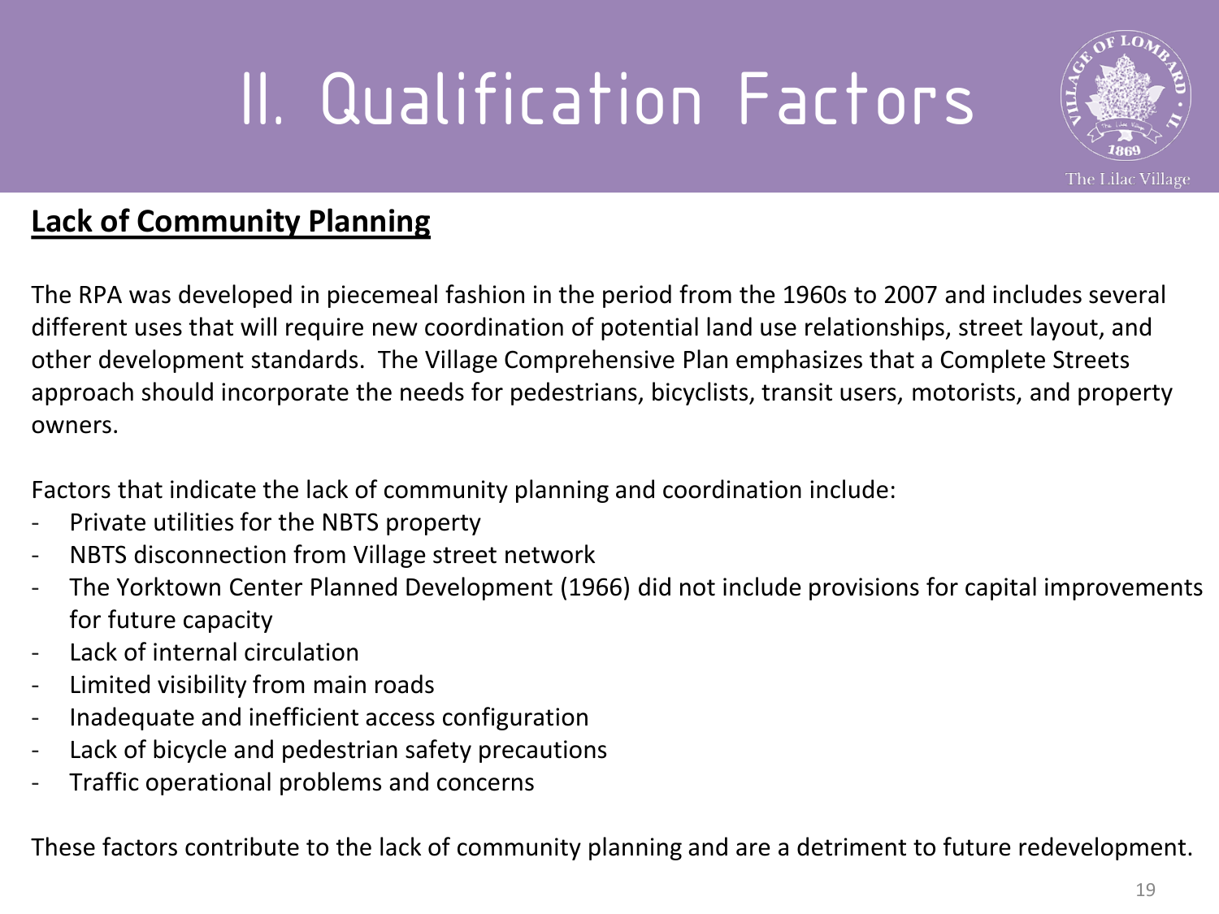# II. Qualification Factors

## Lack of Community Planning

The RPA was developed in piecemeal fashion in the period from the 1960s to 2007 and includes several different uses that will require new coordination of potential land use relationships, street layout, and other development standards. The Village Comprehensive Plan emphasizes that a Complete Streets approach should incorporate the needs for pedestrians, bicyclists, transit users, motorists, and property owners.

Factors that indicate the lack of community planning and coordination include:

- Private utilities for the NBTS property
- NBTS disconnection from Village street network
- The Yorktown Center Planned Development (1966) did not include provisions for capital improvements for future capacity
- Lack of internal circulation
- Limited visibility from main roads
- Inadequate and inefficient access configuration
- Lack of bicycle and pedestrian safety precautions
- Traffic operational problems and concerns

These factors contribute to the lack of community planning and are a detriment to future redevelopment.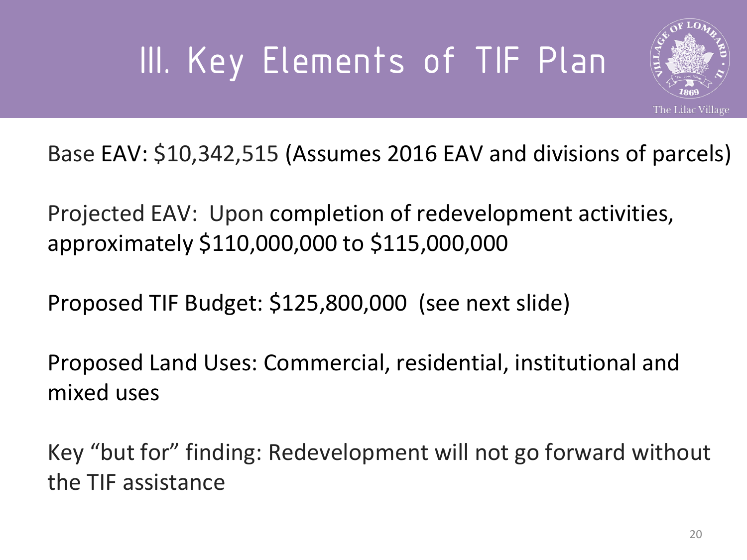# III. Key Elements of TIF Plan

Base EAV: $10,342,515 (Assumes 2016 EAV and divisions of parcels)

Projected EAV: Upon completion of redevelopment activities, approximately $110,000,000 to $115,000,000

Proposed TIF Budget: $125,800,000 (see next slide)

Proposed Land Uses: Commercial, residential, institutional and mixed uses

Key "but for" finding: Redevelopment will not go forward without the TIF assistance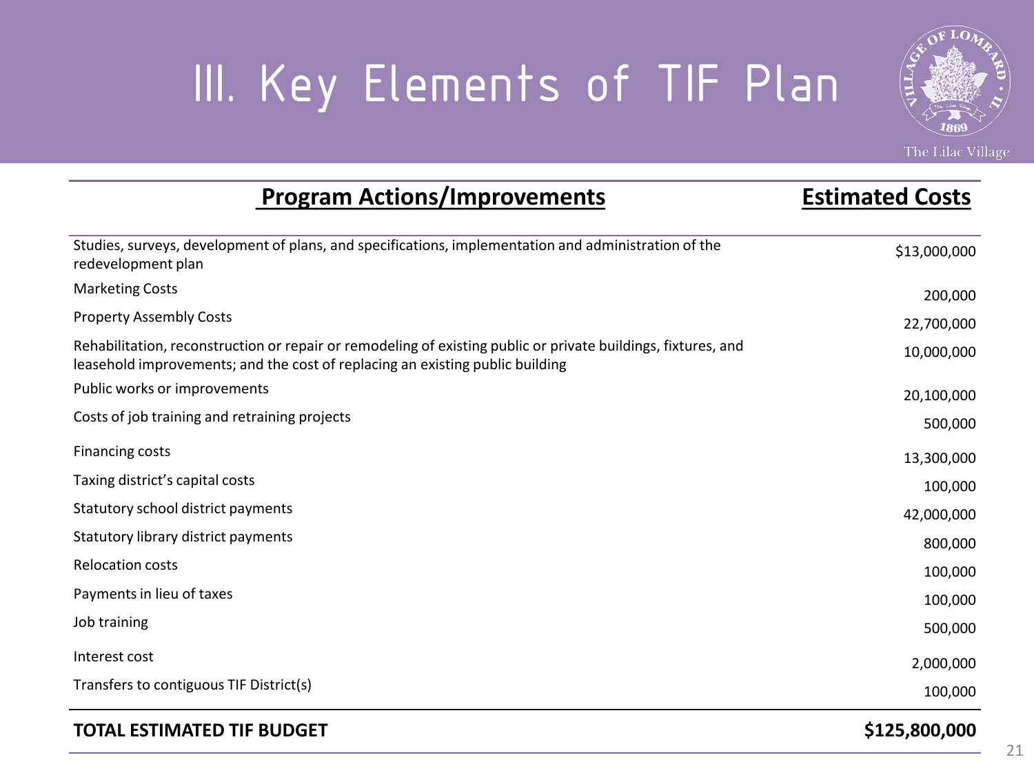# III. Key Elements of TIF Plan

The Lilac Village

| Program Actions/Improvements | Estimated Costs |
|---|---|
| Studies, surveys, development of plans, and specifications, implementation and administration of the redevelopment plan | $13,000,000 |
| Marketing Costs | 200,000 |
| Property Assembly Costs | 22,700,000 |
| Rehabilitation, reconstruction or repair or remodeling of existing public or private buildings, fixtures, and leasehold improvements; and the cost of replacing an existing public building | 10,000,000 |
| Public works or improvements | 20,100,000 |
| Costs of job training and retraining projects | 500,000 |
| Financing costs | 13,300,000 |
| Taxing district's capital costs | 100,000 |
| Statutory school district payments | 42,000,000 |
| Statutory library district payments | 800,000 |
| Relocation costs | 100,000 |
| Payments in lieu of taxes | 100,000 |
| Job training | 500,000 |
| Interest cost | 2,000,000 |
| Transfers to contiguous TIF District(s) | 100,000 |
| **TOTAL ESTIMATED TIF BUDGET** | **$125,800,000** |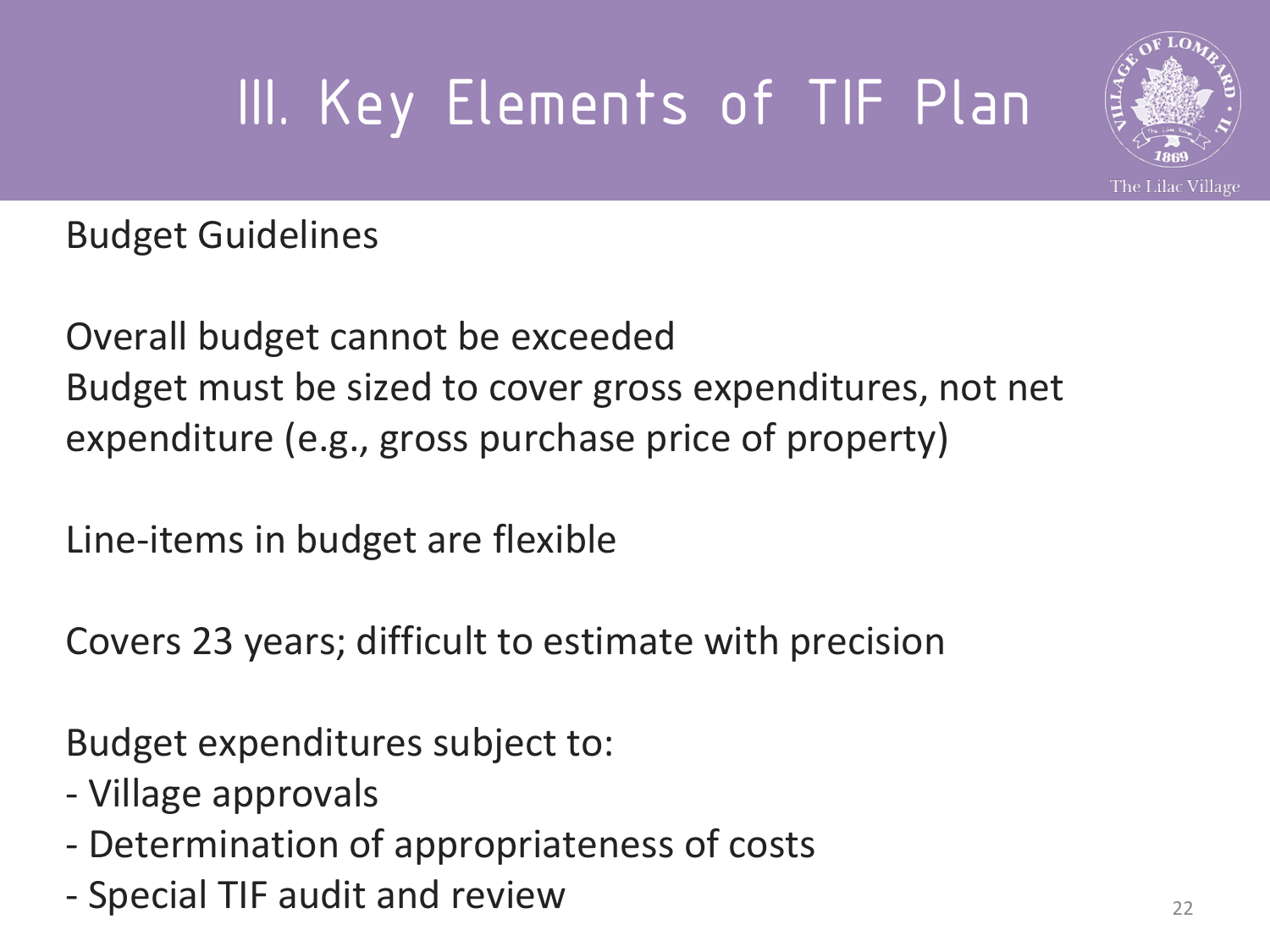# III. Key Elements of TIF Plan

Budget Guidelines

Overall budget cannot be exceeded
Budget must be sized to cover gross expenditures, not net expenditure (e.g., gross purchase price of property)

Line-items in budget are flexible

Covers 23 years; difficult to estimate with precision

Budget expenditures subject to:
- Village approvals
- Determination of appropriateness of costs
- Special TIF audit and review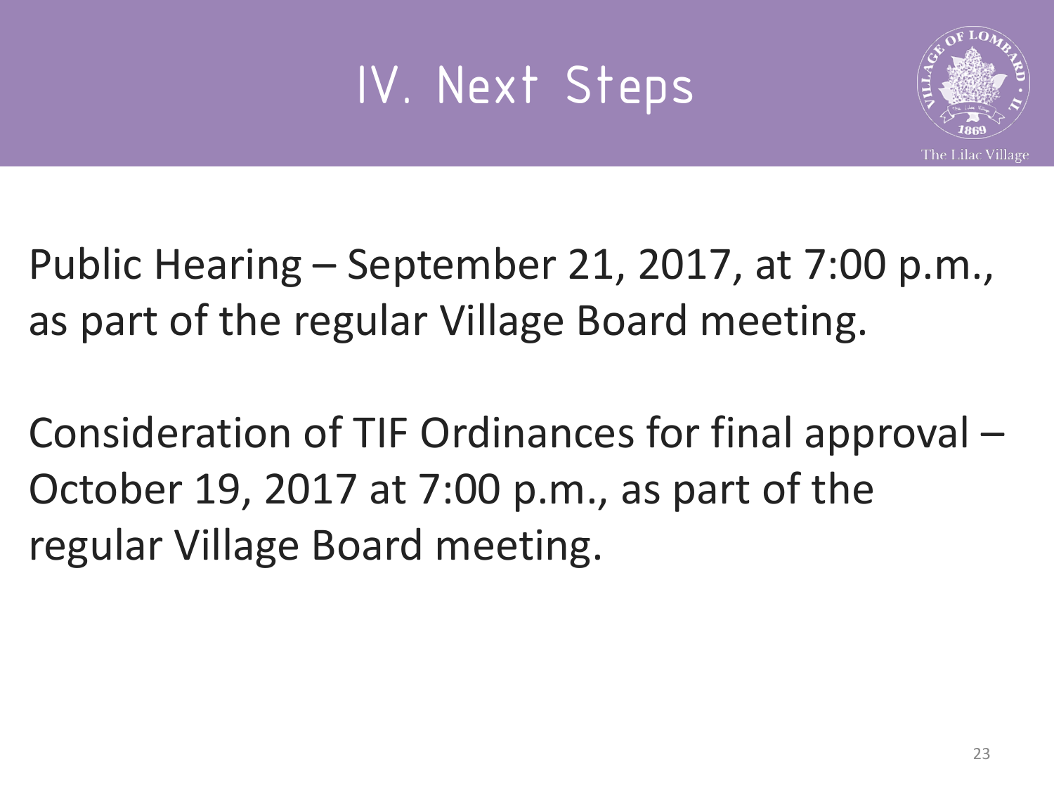# IV. Next Steps

Public Hearing – September 21, 2017, at 7:00 p.m., as part of the regular Village Board meeting.

Consideration of TIF Ordinances for final approval – October 19, 2017 at 7:00 p.m., as part of the regular Village Board meeting.